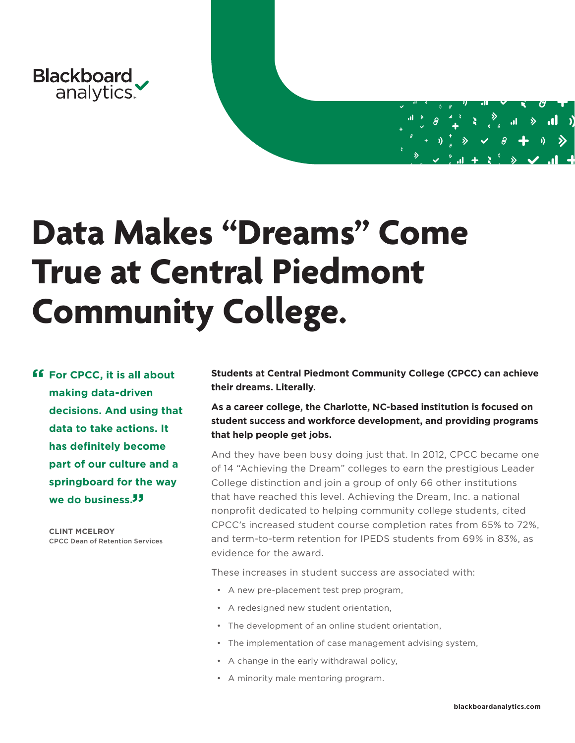Blackboard analytics

# Data Makes "Dreams" Come True at Central Piedmont Community College.

> **"For CPCC, it is all about making data-driven decisions. And using that data to take actions. It has definitely become part of our culture and a springboard for the way we do business."**
>
> **CLINT MCELROY**
> CPCC Dean of Retention Services

**Students at Central Piedmont Community College (CPCC) can achieve their dreams. Literally.**

**As a career college, the Charlotte, NC-based institution is focused on student success and workforce development, and providing programs that help people get jobs.**

And they have been busy doing just that. In 2012, CPCC became one of 14 "Achieving the Dream" colleges to earn the prestigious Leader College distinction and join a group of only 66 other institutions that have reached this level. Achieving the Dream, Inc. a national nonprofit dedicated to helping community college students, cited CPCC's increased student course completion rates from 65% to 72%, and term-to-term retention for IPEDS students from 69% in 83%, as evidence for the award.

These increases in student success are associated with:

- A new pre-placement test prep program,
- A redesigned new student orientation,
- The development of an online student orientation,
- The implementation of case management advising system,
- A change in the early withdrawal policy,
- A minority male mentoring program.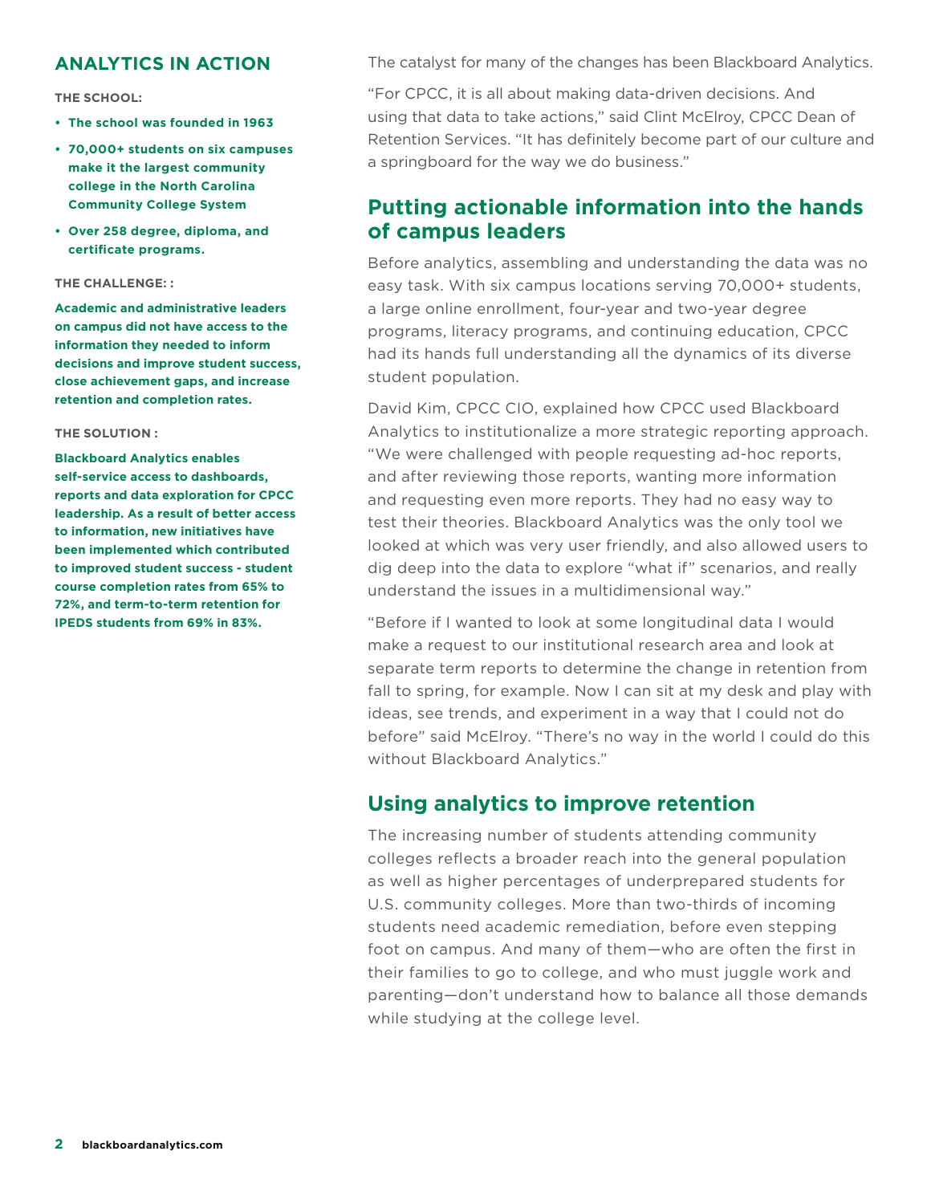## ANALYTICS IN ACTION

**THE SCHOOL:**

- **The school was founded in 1963**
- **70,000+ students on six campuses make it the largest community college in the North Carolina Community College System**
- **Over 258 degree, diploma, and certificate programs.**

**THE CHALLENGE: :**

**Academic and administrative leaders on campus did not have access to the information they needed to inform decisions and improve student success, close achievement gaps, and increase retention and completion rates.**

**THE SOLUTION :**

**Blackboard Analytics enables self-service access to dashboards, reports and data exploration for CPCC leadership. As a result of better access to information, new initiatives have been implemented which contributed to improved student success - student course completion rates from 65% to 72%, and term-to-term retention for IPEDS students from 69% in 83%.**

The catalyst for many of the changes has been Blackboard Analytics.

“For CPCC, it is all about making data-driven decisions. And using that data to take actions,” said Clint McElroy, CPCC Dean of Retention Services. “It has definitely become part of our culture and a springboard for the way we do business.”

## Putting actionable information into the hands of campus leaders

Before analytics, assembling and understanding the data was no easy task. With six campus locations serving 70,000+ students, a large online enrollment, four-year and two-year degree programs, literacy programs, and continuing education, CPCC had its hands full understanding all the dynamics of its diverse student population.

David Kim, CPCC CIO, explained how CPCC used Blackboard Analytics to institutionalize a more strategic reporting approach. “We were challenged with people requesting ad-hoc reports, and after reviewing those reports, wanting more information and requesting even more reports. They had no easy way to test their theories. Blackboard Analytics was the only tool we looked at which was very user friendly, and also allowed users to dig deep into the data to explore “what if” scenarios, and really understand the issues in a multidimensional way.”

“Before if I wanted to look at some longitudinal data I would make a request to our institutional research area and look at separate term reports to determine the change in retention from fall to spring, for example. Now I can sit at my desk and play with ideas, see trends, and experiment in a way that I could not do before” said McElroy. “There’s no way in the world I could do this without Blackboard Analytics.”

## Using analytics to improve retention

The increasing number of students attending community colleges reflects a broader reach into the general population as well as higher percentages of underprepared students for U.S. community colleges. More than two-thirds of incoming students need academic remediation, before even stepping foot on campus. And many of them—who are often the first in their families to go to college, and who must juggle work and parenting—don’t understand how to balance all those demands while studying at the college level.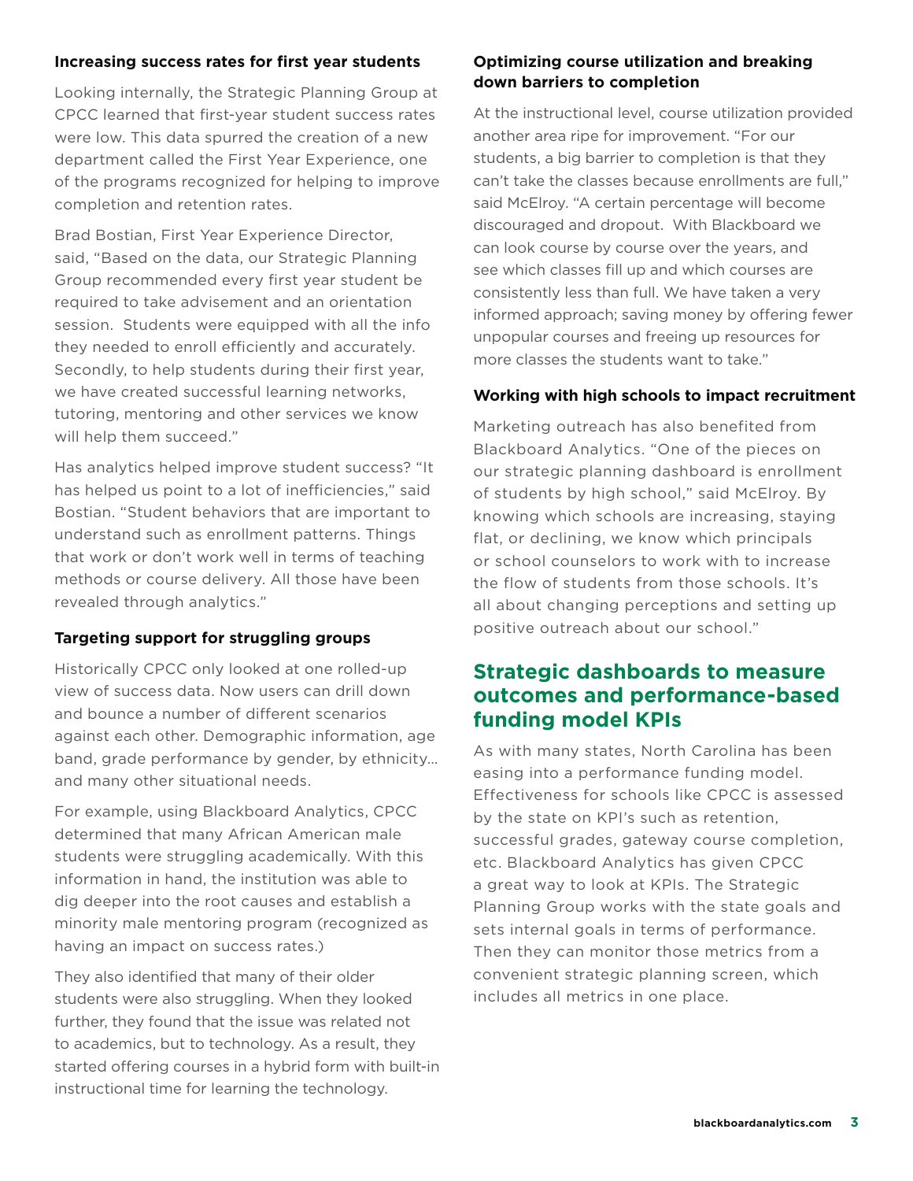### Increasing success rates for first year students

Looking internally, the Strategic Planning Group at CPCC learned that first-year student success rates were low. This data spurred the creation of a new department called the First Year Experience, one of the programs recognized for helping to improve completion and retention rates.

Brad Bostian, First Year Experience Director, said, "Based on the data, our Strategic Planning Group recommended every first year student be required to take advisement and an orientation session. Students were equipped with all the info they needed to enroll efficiently and accurately. Secondly, to help students during their first year, we have created successful learning networks, tutoring, mentoring and other services we know will help them succeed."

Has analytics helped improve student success? "It has helped us point to a lot of inefficiencies," said Bostian. "Student behaviors that are important to understand such as enrollment patterns. Things that work or don't work well in terms of teaching methods or course delivery. All those have been revealed through analytics."

### Targeting support for struggling groups

Historically CPCC only looked at one rolled-up view of success data. Now users can drill down and bounce a number of different scenarios against each other. Demographic information, age band, grade performance by gender, by ethnicity... and many other situational needs.

For example, using Blackboard Analytics, CPCC determined that many African American male students were struggling academically. With this information in hand, the institution was able to dig deeper into the root causes and establish a minority male mentoring program (recognized as having an impact on success rates.)

They also identified that many of their older students were also struggling. When they looked further, they found that the issue was related not to academics, but to technology. As a result, they started offering courses in a hybrid form with built-in instructional time for learning the technology.

### Optimizing course utilization and breaking down barriers to completion

At the instructional level, course utilization provided another area ripe for improvement. "For our students, a big barrier to completion is that they can't take the classes because enrollments are full," said McElroy. "A certain percentage will become discouraged and dropout. With Blackboard we can look course by course over the years, and see which classes fill up and which courses are consistently less than full. We have taken a very informed approach; saving money by offering fewer unpopular courses and freeing up resources for more classes the students want to take."

### Working with high schools to impact recruitment

Marketing outreach has also benefited from Blackboard Analytics. "One of the pieces on our strategic planning dashboard is enrollment of students by high school," said McElroy. By knowing which schools are increasing, staying flat, or declining, we know which principals or school counselors to work with to increase the flow of students from those schools. It's all about changing perceptions and setting up positive outreach about our school."

## Strategic dashboards to measure outcomes and performance-based funding model KPIs

As with many states, North Carolina has been easing into a performance funding model. Effectiveness for schools like CPCC is assessed by the state on KPI's such as retention, successful grades, gateway course completion, etc. Blackboard Analytics has given CPCC a great way to look at KPIs. The Strategic Planning Group works with the state goals and sets internal goals in terms of performance. Then they can monitor those metrics from a convenient strategic planning screen, which includes all metrics in one place.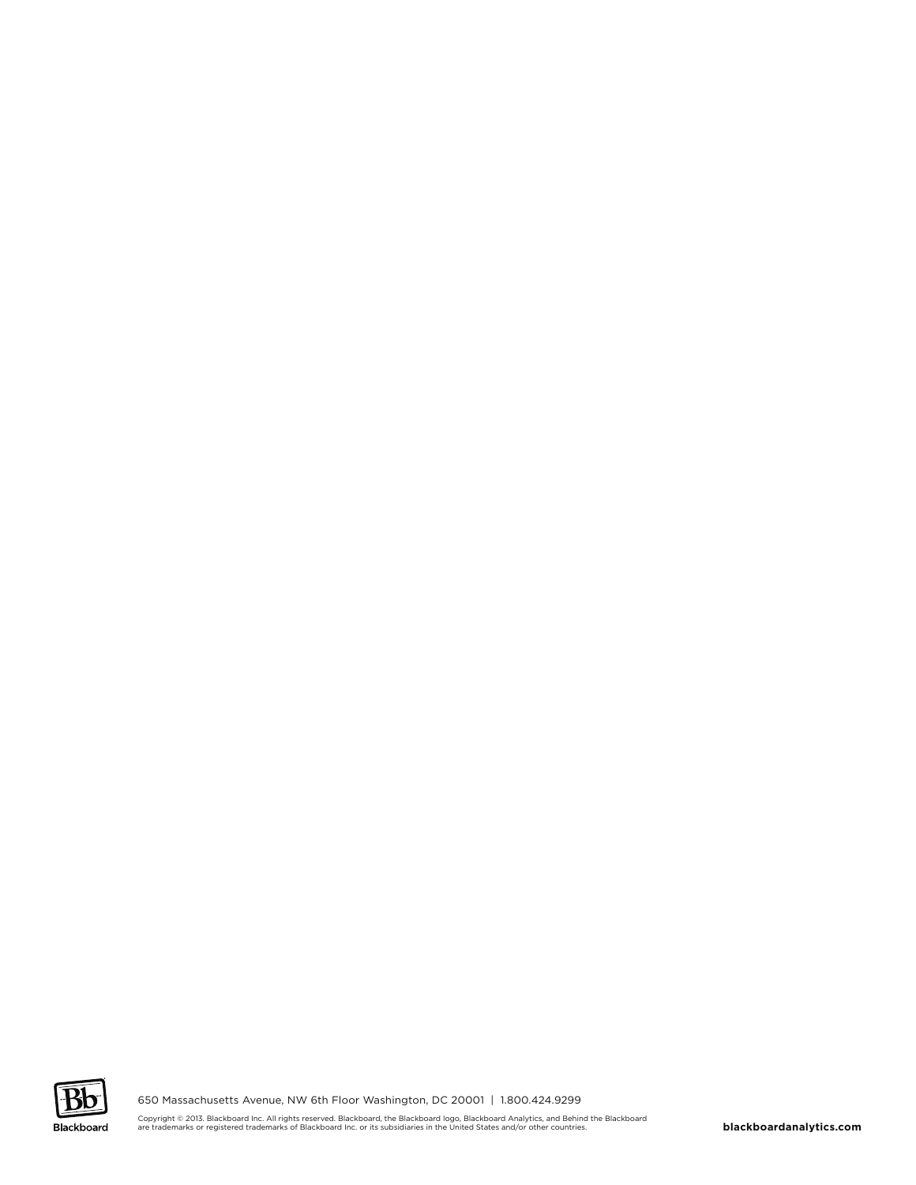Blackboard

650 Massachusetts Avenue, NW 6th Floor Washington, DC 20001 | 1.800.424.9299

Copyright © 2013. Blackboard Inc. All rights reserved. Blackboard, the Blackboard logo, Blackboard Analytics, and Behind the Blackboard are trademarks or registered trademarks of Blackboard Inc. or its subsidiaries in the United States and/or other countries.

**blackboardanalytics.com**